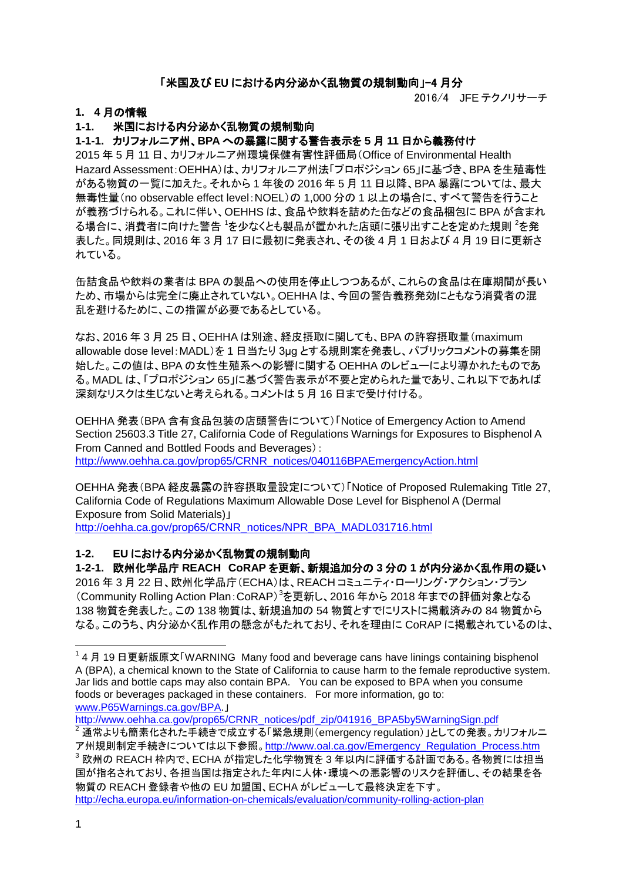# 「米国及び EU における内分泌かく乱物質の規制動向」-4 月分

2016/4　JFE テクノリサーチ

## 1. 4 月の情報

### 1-1.　米国における内分泌かく乱物質の規制動向

#### 1-1-1.　カリフォルニア州、BPA への暴露に関する警告表示を 5 月 11 日から義務付け

2015 年 5 月 11 日、カリフォルニア州環境保健有害性評価局（Office of Environmental Health Hazard Assessment：OEHHA）は、カリフォルニア州法「プロポジション 65」に基づき、BPA を生殖毒性がある物質の一覧に加えた。それから 1 年後の 2016 年 5 月 11 日以降、BPA 暴露については、最大無毒性量（no observable effect level：NOEL）の 1,000 分の 1 以上の場合に、すべて警告を行うことが義務づけられる。これに伴い、OEHHS は、食品や飲料を詰めた缶などの食品梱包に BPA が含まれる場合に、消費者に向けた警告[1]を少なくとも製品が置かれた店頭に張り出すことを定めた規則[2]を発表した。同規則は、2016 年 3 月 17 日に最初に発表され、その後 4 月 1 日および 4 月 19 日に更新されている。

缶詰食品や飲料の業者は BPA の製品への使用を停止しつつあるが、これらの食品は在庫期間が長いため、市場からは完全に廃止されていない。OEHHA は、今回の警告義務発効にともなう消費者の混乱を避けるために、この措置が必要であるとしている。

なお、2016 年 3 月 25 日、OEHHA は別途、経皮摂取に関しても、BPA の許容摂取量（maximum allowable dose level：MADL）を 1 日当たり 3μg とする規則案を発表し、パブリックコメントの募集を開始した。この値は、BPA の女性生殖系への影響に関する OEHHA のレビューにより導かれたものである。MADL は、「プロポジション 65」に基づく警告表示が不要と定められた量であり、これ以下であれば深刻なリスクは生じないと考えられる。コメントは 5 月 16 日まで受け付ける。

OEHHA 発表（BPA 含有食品包装の店頭警告について）「Notice of Emergency Action to Amend Section 25603.3 Title 27, California Code of Regulations Warnings for Exposures to Bisphenol A From Canned and Bottled Foods and Beverages）：
http://www.oehha.ca.gov/prop65/CRNR_notices/040116BPAEmergencyAction.html

OEHHA 発表（BPA 経皮暴露の許容摂取量設定について）「Notice of Proposed Rulemaking Title 27, California Code of Regulations Maximum Allowable Dose Level for Bisphenol A (Dermal Exposure from Solid Materials)」
http://oehha.ca.gov/prop65/CRNR_notices/NPR_BPA_MADL031716.html

### 1-2.　EU における内分泌かく乱物質の規制動向

#### 1-2-1.　欧州化学品庁 REACH　CoRAP を更新、新規追加分の 3 分の 1 が内分泌かく乱作用の疑い

2016 年 3 月 22 日、欧州化学品庁（ECHA）は、REACH コミュニティ・ローリング・アクション・プラン（Community Rolling Action Plan：CoRAP）[3]を更新し、2016 年から 2018 年までの評価対象となる 138 物質を発表した。この 138 物質は、新規追加の 54 物質とすでにリストに掲載済みの 84 物質からなる。このうち、内分泌かく乱作用の懸念がもたれており、それを理由に CoRAP に掲載されているのは、

---

[1] 4 月 19 日更新版原文「WARNING　Many food and beverage cans have linings containing bisphenol A (BPA), a chemical known to the State of California to cause harm to the female reproductive system. Jar lids and bottle caps may also contain BPA.　You can be exposed to BPA when you consume foods or beverages packaged in these containers.　For more information, go to: www.P65Warnings.ca.gov/BPA.」
http://www.oehha.ca.gov/prop65/CRNR_notices/pdf_zip/041916_BPA5by5WarningSign.pdf

[2] 通常よりも簡素化された手続きで成立する「緊急規則（emergency regulation）」としての発表。カリフォルニア州規則制定手続きについては以下参照。http://www.oal.ca.gov/Emergency_Regulation_Process.htm

[3] 欧州の REACH 枠内で、ECHA が指定した化学物質を 3 年以内に評価する計画である。各物質には担当国が指名されており、各担当国は指定された年内に人体・環境への悪影響のリスクを評価し、その結果を各物質の REACH 登録者や他の EU 加盟国、ECHA がレビューして最終決定を下す。
http://echa.europa.eu/information-on-chemicals/evaluation/community-rolling-action-plan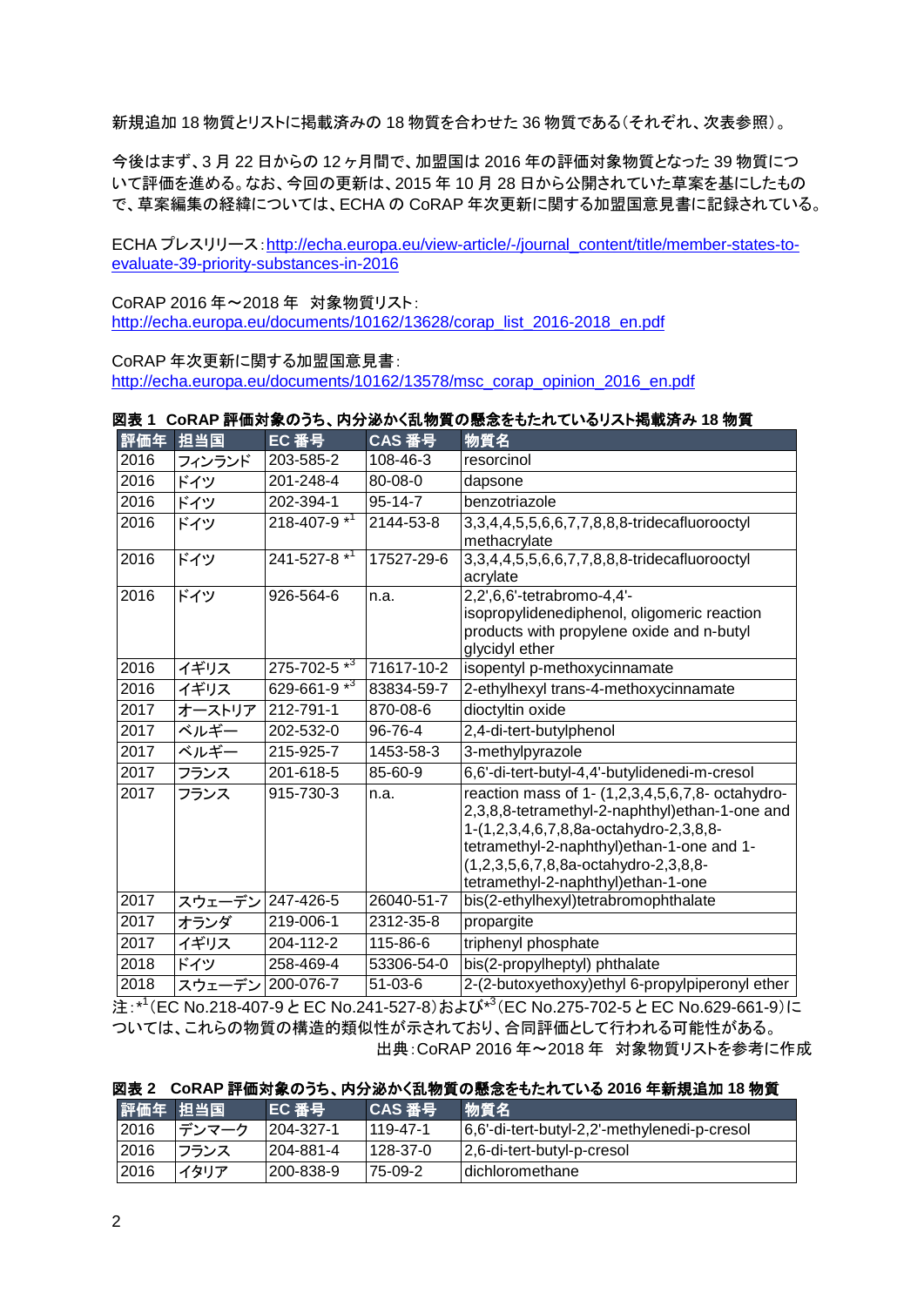新規追加 18 物質とリストに掲載済みの 18 物質を合わせた 36 物質である（それぞれ、次表参照）。

今後はまず、3 月 22 日からの 12 ヶ月間で、加盟国は 2016 年の評価対象物質となった 39 物質について評価を進める。なお、今回の更新は、2015 年 10 月 28 日から公開されていた草案を基にしたもので、草案編集の経緯については、ECHA の CoRAP 年次更新に関する加盟国意見書に記録されている。

ECHA プレスリリース：http://echa.europa.eu/view-article/-/journal_content/title/member-states-to-evaluate-39-priority-substances-in-2016

CoRAP 2016 年～2018 年　対象物質リスト：
http://echa.europa.eu/documents/10162/13628/corap_list_2016-2018_en.pdf

CoRAP 年次更新に関する加盟国意見書：
http://echa.europa.eu/documents/10162/13578/msc_corap_opinion_2016_en.pdf

**図表 1　CoRAP 評価対象のうち、内分泌かく乱物質の懸念をもたれているリスト掲載済み 18 物質**

| 評価年 | 担当国 | EC 番号 | CAS 番号 | 物質名 |
|---|---|---|---|---|
| 2016 | フィンランド | 203-585-2 | 108-46-3 | resorcinol |
| 2016 | ドイツ | 201-248-4 | 80-08-0 | dapsone |
| 2016 | ドイツ | 202-394-1 | 95-14-7 | benzotriazole |
| 2016 | ドイツ | 218-407-9 *[1] | 2144-53-8 | 3,3,4,4,5,5,6,6,7,7,8,8,8-tridecafluorooctyl methacrylate |
| 2016 | ドイツ | 241-527-8 *[1] | 17527-29-6 | 3,3,4,4,5,5,6,6,7,7,8,8,8-tridecafluorooctyl acrylate |
| 2016 | ドイツ | 926-564-6 | n.a. | 2,2',6,6'-tetrabromo-4,4'-isopropylidenediphenol, oligomeric reaction products with propylene oxide and n-butyl glycidyl ether |
| 2016 | イギリス | 275-702-5 *[3] | 71617-10-2 | isopentyl p-methoxycinnamate |
| 2016 | イギリス | 629-661-9 *[3] | 83834-59-7 | 2-ethylhexyl trans-4-methoxycinnamate |
| 2017 | オーストリア | 212-791-1 | 870-08-6 | dioctyltin oxide |
| 2017 | ベルギー | 202-532-0 | 96-76-4 | 2,4-di-tert-butylphenol |
| 2017 | ベルギー | 215-925-7 | 1453-58-3 | 3-methylpyrazole |
| 2017 | フランス | 201-618-5 | 85-60-9 | 6,6'-di-tert-butyl-4,4'-butylidenedi-m-cresol |
| 2017 | フランス | 915-730-3 | n.a. | reaction mass of 1- (1,2,3,4,5,6,7,8- octahydro-2,3,8,8-tetramethyl-2-naphthyl)ethan-1-one and 1-(1,2,3,4,6,7,8,8a-octahydro-2,3,8,8-tetramethyl-2-naphthyl)ethan-1-one and 1-(1,2,3,5,6,7,8,8a-octahydro-2,3,8,8-tetramethyl-2-naphthyl)ethan-1-one |
| 2017 | スウェーデン | 247-426-5 | 26040-51-7 | bis(2-ethylhexyl)tetrabromophthalate |
| 2017 | オランダ | 219-006-1 | 2312-35-8 | propargite |
| 2017 | イギリス | 204-112-2 | 115-86-6 | triphenyl phosphate |
| 2018 | ドイツ | 258-469-4 | 53306-54-0 | bis(2-propylheptyl) phthalate |
| 2018 | スウェーデン | 200-076-7 | 51-03-6 | 2-(2-butoxyethoxy)ethyl 6-propylpiperonyl ether |

注：*[1]（EC No.218-407-9 と EC No.241-527-8）および*[3]（EC No.275-702-5 と EC No.629-661-9）については、これらの物質の構造的類似性が示されており、合同評価として行われる可能性がある。

出典：CoRAP 2016 年～2018 年　対象物質リストを参考に作成

**図表 2　CoRAP 評価対象のうち、内分泌かく乱物質の懸念をもたれている 2016 年新規追加 18 物質**

| 評価年 | 担当国 | EC 番号 | CAS 番号 | 物質名 |
|---|---|---|---|---|
| 2016 | デンマーク | 204-327-1 | 119-47-1 | 6,6'-di-tert-butyl-2,2'-methylenedi-p-cresol |
| 2016 | フランス | 204-881-4 | 128-37-0 | 2,6-di-tert-butyl-p-cresol |
| 2016 | イタリア | 200-838-9 | 75-09-2 | dichloromethane |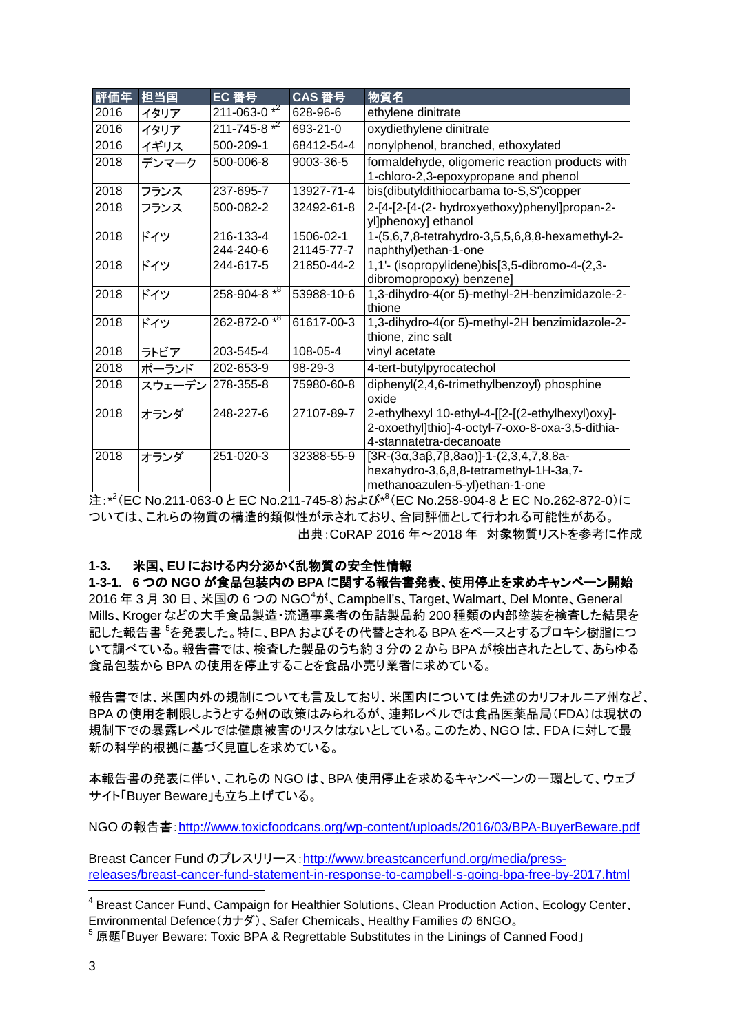| 評価年 | 担当国 | EC 番号 | CAS 番号 | 物質名 |
|---|---|---|---|---|
| 2016 | イタリア | 211-063-0 *[2] | 628-96-6 | ethylene dinitrate |
| 2016 | イタリア | 211-745-8 *[2] | 693-21-0 | oxydiethylene dinitrate |
| 2016 | イギリス | 500-209-1 | 68412-54-4 | nonylphenol, branched, ethoxylated |
| 2018 | デンマーク | 500-006-8 | 9003-36-5 | formaldehyde, oligomeric reaction products with 1-chloro-2,3-epoxypropane and phenol |
| 2018 | フランス | 237-695-7 | 13927-71-4 | bis(dibutyldithiocarbama to-S,S')copper |
| 2018 | フランス | 500-082-2 | 32492-61-8 | 2-[4-[2-[4-(2- hydroxyethoxy)phenyl]propan-2-yl]phenoxy] ethanol |
| 2018 | ドイツ | 216-133-4<br>244-240-6 | 1506-02-1<br>21145-77-7 | 1-(5,6,7,8-tetrahydro-3,5,5,6,8,8-hexamethyl-2-naphthyl)ethan-1-one |
| 2018 | ドイツ | 244-617-5 | 21850-44-2 | 1,1'- (isopropylidene)bis[3,5-dibromo-4-(2,3-dibromopropoxy) benzene] |
| 2018 | ドイツ | 258-904-8 *[8] | 53988-10-6 | 1,3-dihydro-4(or 5)-methyl-2H-benzimidazole-2-thione |
| 2018 | ドイツ | 262-872-0 *[8] | 61617-00-3 | 1,3-dihydro-4(or 5)-methyl-2H benzimidazole-2-thione, zinc salt |
| 2018 | ラトビア | 203-545-4 | 108-05-4 | vinyl acetate |
| 2018 | ポーランド | 202-653-9 | 98-29-3 | 4-tert-butylpyrocatechol |
| 2018 | スウェーデン | 278-355-8 | 75980-60-8 | diphenyl(2,4,6-trimethylbenzoyl) phosphine oxide |
| 2018 | オランダ | 248-227-6 | 27107-89-7 | 2-ethylhexyl 10-ethyl-4-[[2-[(2-ethylhexyl)oxy]-2-oxoethyl]thio]-4-octyl-7-oxo-8-oxa-3,5-dithia-4-stannatetra-decanoate |
| 2018 | オランダ | 251-020-3 | 32388-55-9 | [3R-(3α,3aβ,7β,8aα)]-1-(2,3,4,7,8,8a-hexahydro-3,6,8,8-tetramethyl-1H-3a,7-methanoazulen-5-yl)ethan-1-one |

注：*[2]（EC No.211-063-0 と EC No.211-745-8）および*[8]（EC No.258-904-8 と EC No.262-872-0）については、これらの物質の構造的類似性が示されており、合同評価として行われる可能性がある。

出典：CoRAP 2016 年～2018 年　対象物質リストを参考に作成

### 1-3.　米国、EU における内分泌かく乱物質の安全性情報

#### 1-3-1.　6 つの NGO が食品包装内の BPA に関する報告書発表、使用停止を求めキャンペーン開始

2016 年 3 月 30 日、米国の 6 つの NGO[4]が、Campbell's、Target、Walmart、Del Monte、General Mills、Kroger などの大手食品製造・流通事業者の缶詰製品約 200 種類の内部塗装を検査した結果を記した報告書 [5]を発表した。特に、BPA およびその代替とされる BPA をベースとするプロキシ樹脂について調べている。報告書では、検査した製品のうち約 3 分の 2 から BPA が検出されたとして、あらゆる食品包装から BPA の使用を停止することを食品小売り業者に求めている。

報告書では、米国内外の規制についても言及しており、米国内については先述のカリフォルニア州など、BPA の使用を制限しようとする州の政策はみられるが、連邦レベルでは食品医薬品局（FDA）は現状の規制下での暴露レベルでは健康被害のリスクはないとしている。このため、NGO は、FDA に対して最新の科学的根拠に基づく見直しを求めている。

本報告書の発表に伴い、これらの NGO は、BPA 使用停止を求めるキャンペーンの一環として、ウェブサイト「Buyer Beware」も立ち上げている。

NGO の報告書：http://www.toxicfoodcans.org/wp-content/uploads/2016/03/BPA-BuyerBeware.pdf

Breast Cancer Fund のプレスリリース：http://www.breastcancerfund.org/media/press-releases/breast-cancer-fund-statement-in-response-to-campbell-s-going-bpa-free-by-2017.html

---

[4] Breast Cancer Fund、Campaign for Healthier Solutions、Clean Production Action、Ecology Center、Environmental Defence（カナダ）、Safer Chemicals、Healthy Families の 6NGO。

[5] 原題「Buyer Beware: Toxic BPA & Regrettable Substitutes in the Linings of Canned Food」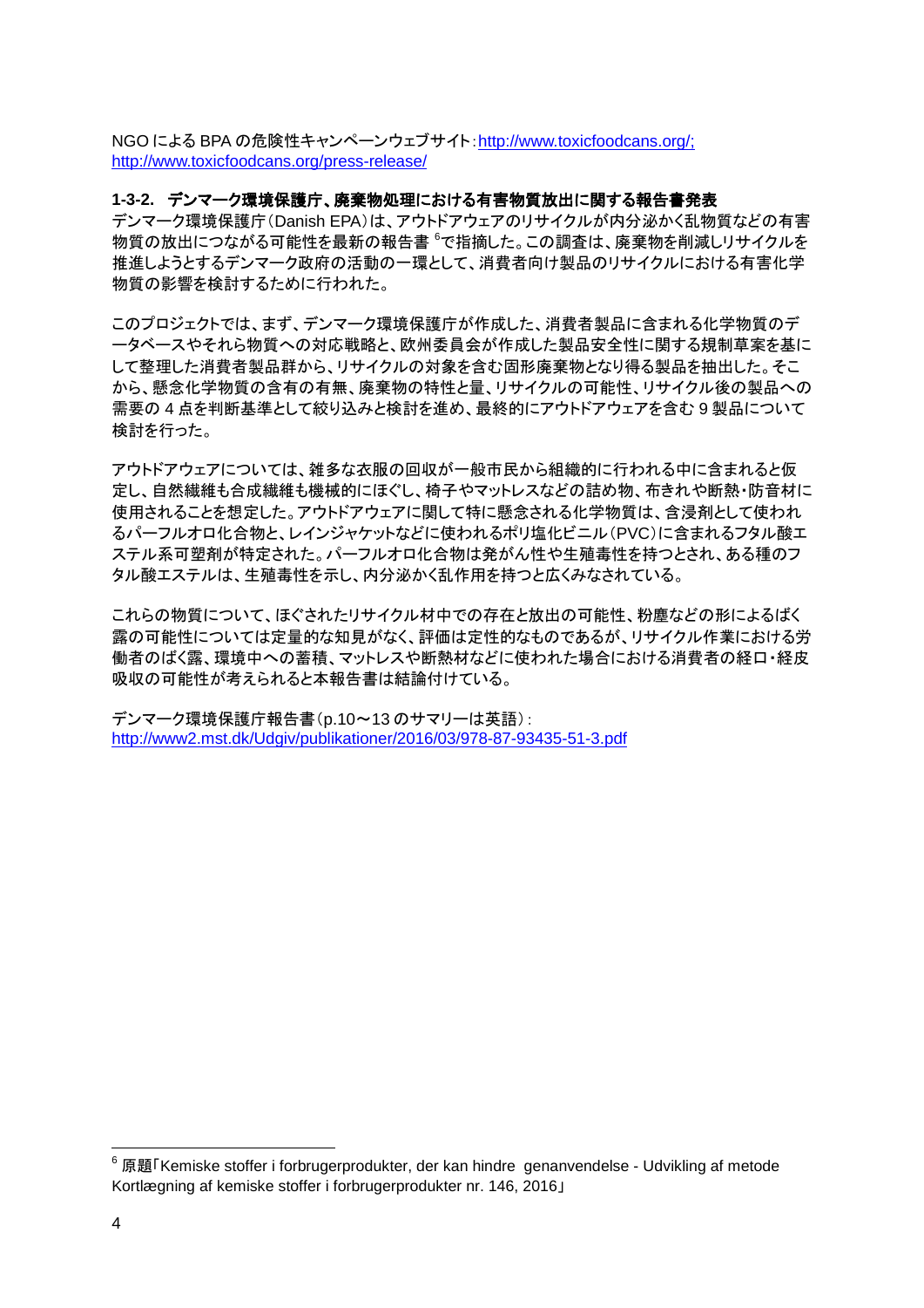NGO による BPA の危険性キャンペーンウェブサイト：http://www.toxicfoodcans.org/; http://www.toxicfoodcans.org/press-release/

### 1-3-2. デンマーク環境保護庁、廃棄物処理における有害物質放出に関する報告書発表

デンマーク環境保護庁（Danish EPA）は、アウトドアウェアのリサイクルが内分泌かく乱物質などの有害物質の放出につながる可能性を最新の報告書[6]で指摘した。この調査は、廃棄物を削減しリサイクルを推進しようとするデンマーク政府の活動の一環として、消費者向け製品のリサイクルにおける有害化学物質の影響を検討するために行われた。

このプロジェクトでは、まず、デンマーク環境保護庁が作成した、消費者製品に含まれる化学物質のデータベースやそれら物質への対応戦略と、欧州委員会が作成した製品安全性に関する規制草案を基にして整理した消費者製品群から、リサイクルの対象を含む固形廃棄物となり得る製品を抽出した。そこから、懸念化学物質の含有の有無、廃棄物の特性と量、リサイクルの可能性、リサイクル後の製品への需要の 4 点を判断基準として絞り込みと検討を進め、最終的にアウトドアウェアを含む 9 製品について検討を行った。

アウトドアウェアについては、雑多な衣服の回収が一般市民から組織的に行われる中に含まれると仮定し、自然繊維も合成繊維も機械的にほぐし、椅子やマットレスなどの詰め物、布きれや断熱・防音材に使用されることを想定した。アウトドアウェアに関して特に懸念される化学物質は、含浸剤として使われるパーフルオロ化合物と、レインジャケットなどに使われるポリ塩化ビニル（PVC）に含まれるフタル酸エステル系可塑剤が特定された。パーフルオロ化合物は発がん性や生殖毒性を持つとされ、ある種のフタル酸エステルは、生殖毒性を示し、内分泌かく乱作用を持つと広くみなされている。

これらの物質について、ほぐされたリサイクル材中での存在と放出の可能性、粉塵などの形によるばく露の可能性については定量的な知見がなく、評価は定性的なものであるが、リサイクル作業における労働者のばく露、環境中への蓄積、マットレスや断熱材などに使われた場合における消費者の経口・経皮吸収の可能性が考えられると本報告書は結論付けている。

デンマーク環境保護庁報告書（p.10～13 のサマリーは英語）：
http://www2.mst.dk/Udgiv/publikationer/2016/03/978-87-93435-51-3.pdf

---

[6] 原題「Kemiske stoffer i forbrugerprodukter, der kan hindre genanvendelse - Udvikling af metode Kortlægning af kemiske stoffer i forbrugerprodukter nr. 146, 2016」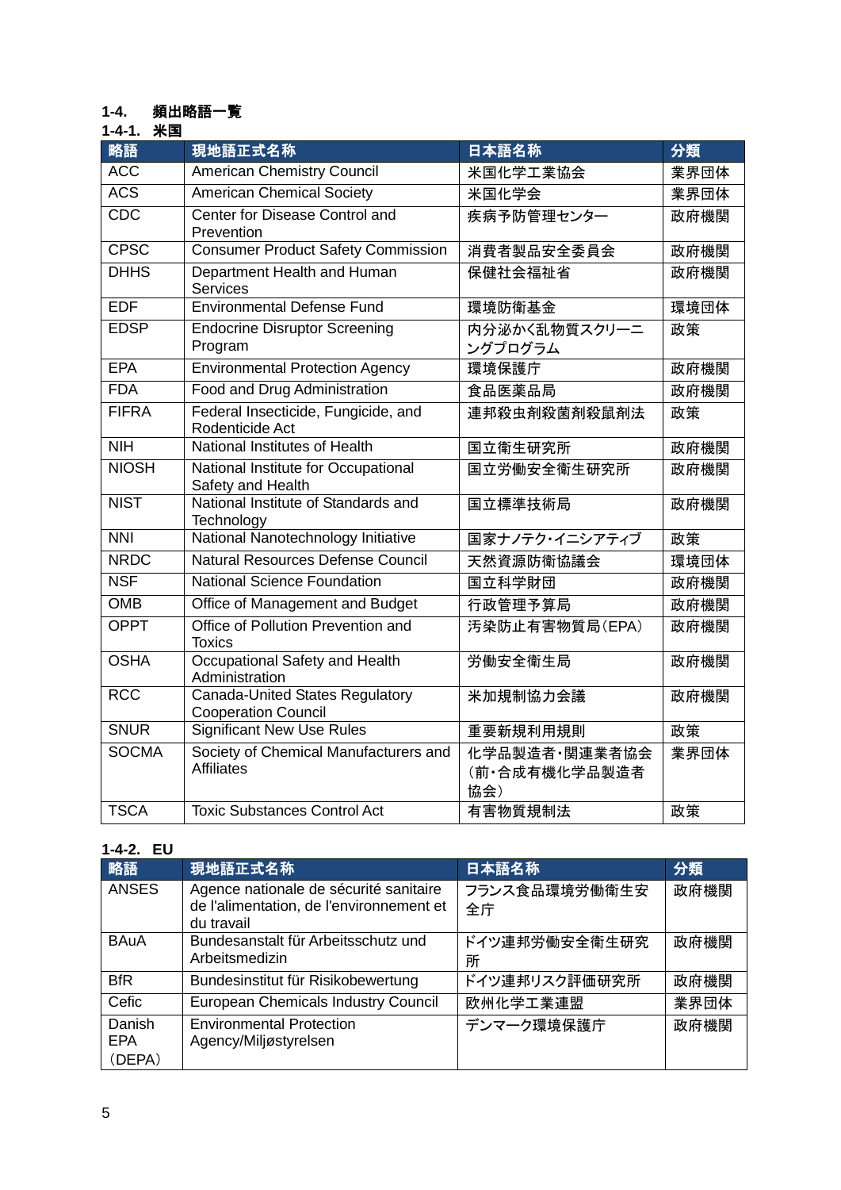## 1-4. 頻出略語一覧

### 1-4-1. 米国

| 略語 | 現地語正式名称 | 日本語名称 | 分類 |
|---|---|---|---|
| ACC | American Chemistry Council | 米国化学工業協会 | 業界団体 |
| ACS | American Chemical Society | 米国化学会 | 業界団体 |
| CDC | Center for Disease Control and Prevention | 疾病予防管理センター | 政府機関 |
| CPSC | Consumer Product Safety Commission | 消費者製品安全委員会 | 政府機関 |
| DHHS | Department Health and Human Services | 保健社会福祉省 | 政府機関 |
| EDF | Environmental Defense Fund | 環境防衛基金 | 環境団体 |
| EDSP | Endocrine Disruptor Screening Program | 内分泌かく乱物質スクリーニングプログラム | 政策 |
| EPA | Environmental Protection Agency | 環境保護庁 | 政府機関 |
| FDA | Food and Drug Administration | 食品医薬品局 | 政府機関 |
| FIFRA | Federal Insecticide, Fungicide, and Rodenticide Act | 連邦殺虫剤殺菌剤殺鼠剤法 | 政策 |
| NIH | National Institutes of Health | 国立衛生研究所 | 政府機関 |
| NIOSH | National Institute for Occupational Safety and Health | 国立労働安全衛生研究所 | 政府機関 |
| NIST | National Institute of Standards and Technology | 国立標準技術局 | 政府機関 |
| NNI | National Nanotechnology Initiative | 国家ナノテク･イニシアティブ | 政策 |
| NRDC | Natural Resources Defense Council | 天然資源防衛協議会 | 環境団体 |
| NSF | National Science Foundation | 国立科学財団 | 政府機関 |
| OMB | Office of Management and Budget | 行政管理予算局 | 政府機関 |
| OPPT | Office of Pollution Prevention and Toxics | 汚染防止有害物質局(EPA) | 政府機関 |
| OSHA | Occupational Safety and Health Administration | 労働安全衛生局 | 政府機関 |
| RCC | Canada-United States Regulatory Cooperation Council | 米加規制協力会議 | 政府機関 |
| SNUR | Significant New Use Rules | 重要新規利用規則 | 政策 |
| SOCMA | Society of Chemical Manufacturers and Affiliates | 化学品製造者･関連業者協会(前･合成有機化学品製造者協会) | 業界団体 |
| TSCA | Toxic Substances Control Act | 有害物質規制法 | 政策 |

### 1-4-2. EU

| 略語 | 現地語正式名称 | 日本語名称 | 分類 |
|---|---|---|---|
| ANSES | Agence nationale de sécurité sanitaire de l'alimentation, de l'environnement et du travail | フランス食品環境労働衛生安全庁 | 政府機関 |
| BAuA | Bundesanstalt für Arbeitsschutz und Arbeitsmedizin | ドイツ連邦労働安全衛生研究所 | 政府機関 |
| BfR | Bundesinstitut für Risikobewertung | ドイツ連邦リスク評価研究所 | 政府機関 |
| Cefic | European Chemicals Industry Council | 欧州化学工業連盟 | 業界団体 |
| Danish EPA (DEPA) | Environmental Protection Agency/Miljøstyrelsen | デンマーク環境保護庁 | 政府機関 |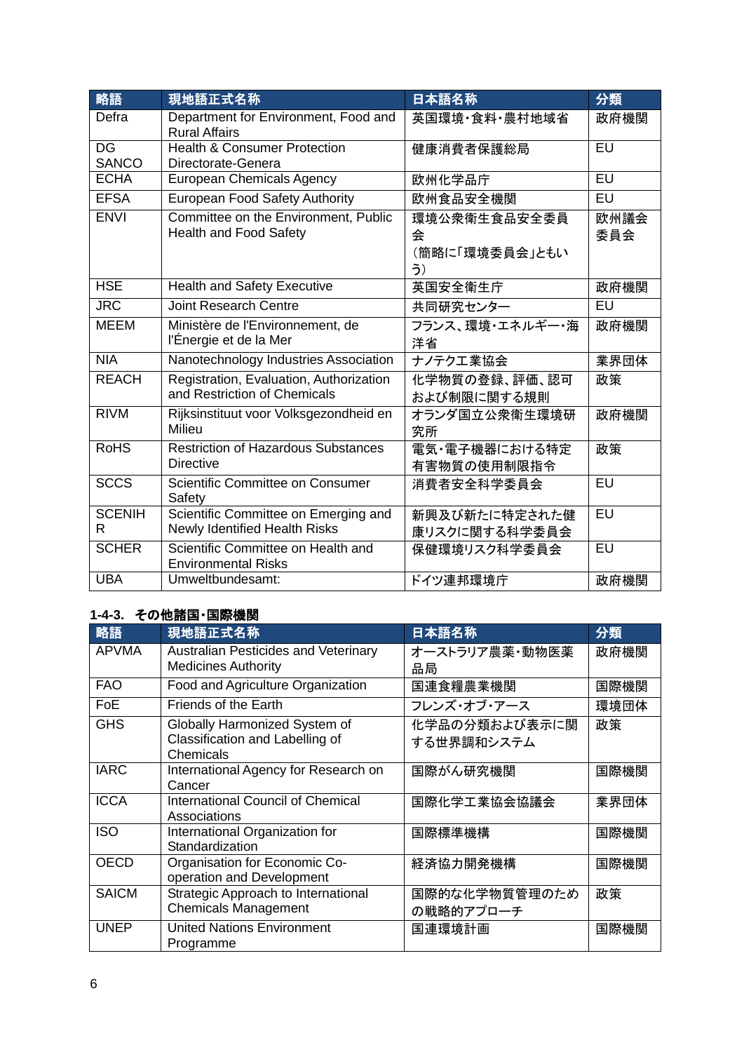| 略語 | 現地語正式名称 | 日本語名称 | 分類 |
|---|---|---|---|
| Defra | Department for Environment, Food and Rural Affairs | 英国環境・食料・農村地域省 | 政府機関 |
| DG SANCO | Health & Consumer Protection Directorate-Genera | 健康消費者保護総局 | EU |
| ECHA | European Chemicals Agency | 欧州化学品庁 | EU |
| EFSA | European Food Safety Authority | 欧州食品安全機関 | EU |
| ENVI | Committee on the Environment, Public Health and Food Safety | 環境公衆衛生食品安全委員会<br>（簡略に「環境委員会」ともいう） | 欧州議会委員会 |
| HSE | Health and Safety Executive | 英国安全衛生庁 | 政府機関 |
| JRC | Joint Research Centre | 共同研究センター | EU |
| MEEM | Ministère de l'Environnement, de l'Énergie et de la Mer | フランス、環境・エネルギー・海洋省 | 政府機関 |
| NIA | Nanotechnology Industries Association | ナノテクエ業協会 | 業界団体 |
| REACH | Registration, Evaluation, Authorization and Restriction of Chemicals | 化学物質の登録、評価、認可および制限に関する規則 | 政策 |
| RIVM | Rijksinstituut voor Volksgezondheid en Milieu | オランダ国立公衆衛生環境研究所 | 政府機関 |
| RoHS | Restriction of Hazardous Substances Directive | 電気・電子機器における特定有害物質の使用制限指令 | 政策 |
| SCCS | Scientific Committee on Consumer Safety | 消費者安全科学委員会 | EU |
| SCENIHR | Scientific Committee on Emerging and Newly Identified Health Risks | 新興及び新たに特定された健康リスクに関する科学委員会 | EU |
| SCHER | Scientific Committee on Health and Environmental Risks | 保健環境リスク科学委員会 | EU |
| UBA | Umweltbundesamt: | ドイツ連邦環境庁 | 政府機関 |

### 1-4-3. その他諸国・国際機関

| 略語 | 現地語正式名称 | 日本語名称 | 分類 |
|---|---|---|---|
| APVMA | Australian Pesticides and Veterinary Medicines Authority | オーストラリア農薬・動物医薬品局 | 政府機関 |
| FAO | Food and Agriculture Organization | 国連食糧農業機関 | 国際機関 |
| FoE | Friends of the Earth | フレンズ・オブ・アース | 環境団体 |
| GHS | Globally Harmonized System of Classification and Labelling of Chemicals | 化学品の分類および表示に関する世界調和システム | 政策 |
| IARC | International Agency for Research on Cancer | 国際がん研究機関 | 国際機関 |
| ICCA | International Council of Chemical Associations | 国際化学工業協会協議会 | 業界団体 |
| ISO | International Organization for Standardization | 国際標準機構 | 国際機関 |
| OECD | Organisation for Economic Co-operation and Development | 経済協力開発機構 | 国際機関 |
| SAICM | Strategic Approach to International Chemicals Management | 国際的な化学物質管理のための戦略的アプローチ | 政策 |
| UNEP | United Nations Environment Programme | 国連環境計画 | 国際機関 |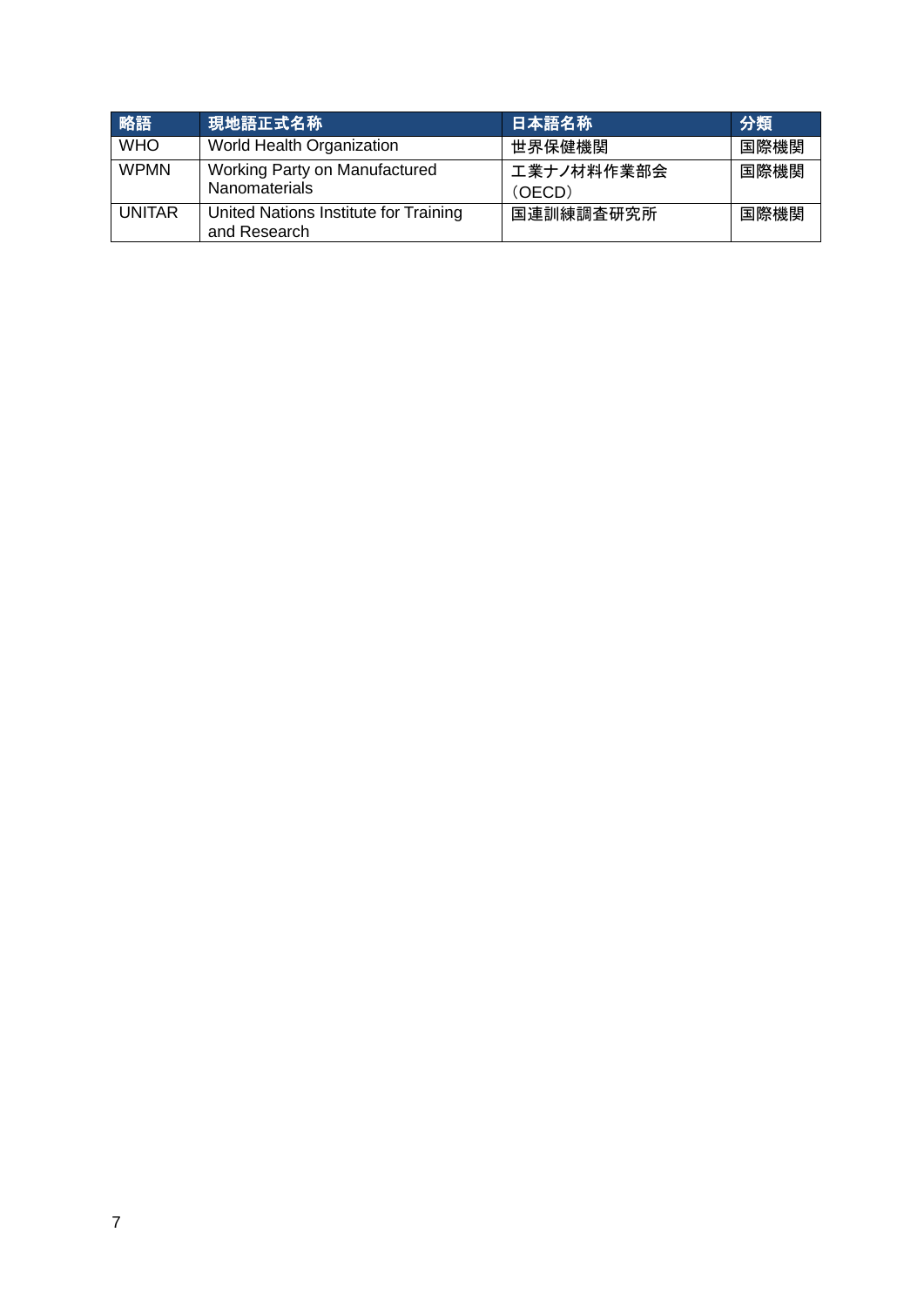| 略語 | 現地語正式名称 | 日本語名称 | 分類 |
| --- | --- | --- | --- |
| WHO | World Health Organization | 世界保健機関 | 国際機関 |
| WPMN | Working Party on Manufactured Nanomaterials | 工業ナノ材料作業部会（OECD） | 国際機関 |
| UNITAR | United Nations Institute for Training and Research | 国連訓練調査研究所 | 国際機関 |